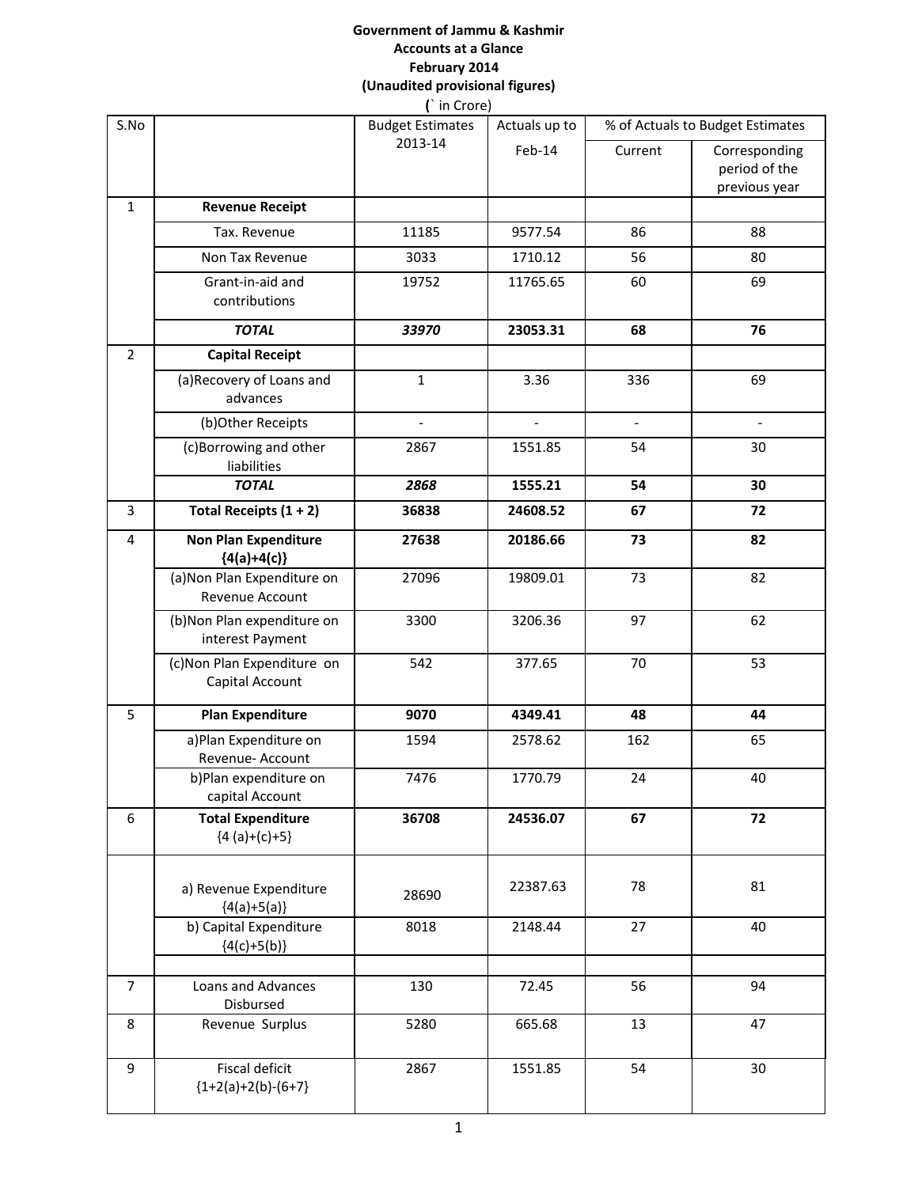**Government of Jammu & Kashmir**
**Accounts at a Glance**
**February 2014**
**(Unaudited provisional figures)**
**(` in Crore)**

| S.No | | Budget Estimates 2013-14 | Actuals up to Feb-14 | % of Actuals to Budget Estimates | |
|---|---|---|---|---|---|
| | | | | Current | Corresponding period of the previous year |
| 1 | **Revenue Receipt** | | | | |
| | Tax. Revenue | 11185 | 9577.54 | 86 | 88 |
| | Non Tax Revenue | 3033 | 1710.12 | 56 | 80 |
| | Grant-in-aid and contributions | 19752 | 11765.65 | 60 | 69 |
| | ***TOTAL*** | ***33970*** | **23053.31** | **68** | **76** |
| 2 | **Capital Receipt** | | | | |
| | (a)Recovery of Loans and advances | 1 | 3.36 | 336 | 69 |
| | (b)Other Receipts | - | - | - | - |
| | (c)Borrowing and other liabilities | 2867 | 1551.85 | 54 | 30 |
| | ***TOTAL*** | ***2868*** | **1555.21** | **54** | **30** |
| 3 | **Total Receipts (1 + 2)** | **36838** | **24608.52** | **67** | **72** |
| 4 | **Non Plan Expenditure {4(a)+4(c)}** | **27638** | **20186.66** | **73** | **82** |
| | (a)Non Plan Expenditure on Revenue Account | 27096 | 19809.01 | 73 | 82 |
| | (b)Non Plan expenditure on interest Payment | 3300 | 3206.36 | 97 | 62 |
| | (c)Non Plan Expenditure on Capital Account | 542 | 377.65 | 70 | 53 |
| 5 | **Plan Expenditure** | **9070** | **4349.41** | **48** | **44** |
| | a)Plan Expenditure on Revenue- Account | 1594 | 2578.62 | 162 | 65 |
| | b)Plan expenditure on capital Account | 7476 | 1770.79 | 24 | 40 |
| 6 | **Total Expenditure** {4 (a)+(c)+5} | **36708** | **24536.07** | **67** | **72** |
| | a) Revenue Expenditure {4(a)+5(a)} | 28690 | 22387.63 | 78 | 81 |
| | b) Capital Expenditure {4(c)+5(b)} | 8018 | 2148.44 | 27 | 40 |
| | | | | | |
| 7 | Loans and Advances Disbursed | 130 | 72.45 | 56 | 94 |
| 8 | Revenue Surplus | 5280 | 665.68 | 13 | 47 |
| 9 | Fiscal deficit {1+2(a)+2(b)-(6+7} | 2867 | 1551.85 | 54 | 30 |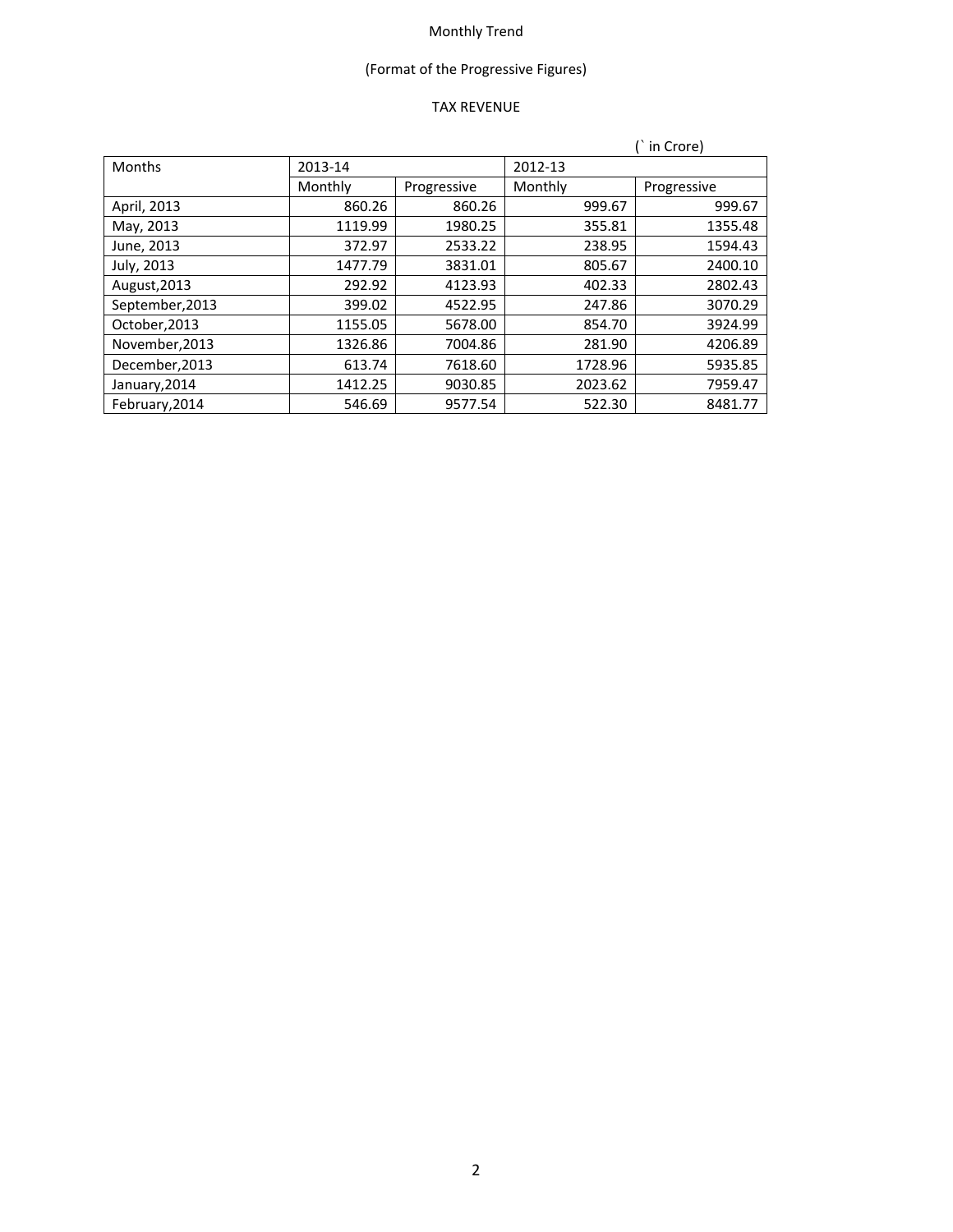Monthly Trend

(Format of the Progressive Figures)

TAX REVENUE

(` in Crore)

| Months | 2013-14 | | 2012-13 | |
|---|---|---|---|---|
| | Monthly | Progressive | Monthly | Progressive |
| April, 2013 | 860.26 | 860.26 | 999.67 | 999.67 |
| May, 2013 | 1119.99 | 1980.25 | 355.81 | 1355.48 |
| June, 2013 | 372.97 | 2533.22 | 238.95 | 1594.43 |
| July, 2013 | 1477.79 | 3831.01 | 805.67 | 2400.10 |
| August,2013 | 292.92 | 4123.93 | 402.33 | 2802.43 |
| September,2013 | 399.02 | 4522.95 | 247.86 | 3070.29 |
| October,2013 | 1155.05 | 5678.00 | 854.70 | 3924.99 |
| November,2013 | 1326.86 | 7004.86 | 281.90 | 4206.89 |
| December,2013 | 613.74 | 7618.60 | 1728.96 | 5935.85 |
| January,2014 | 1412.25 | 9030.85 | 2023.62 | 7959.47 |
| February,2014 | 546.69 | 9577.54 | 522.30 | 8481.77 |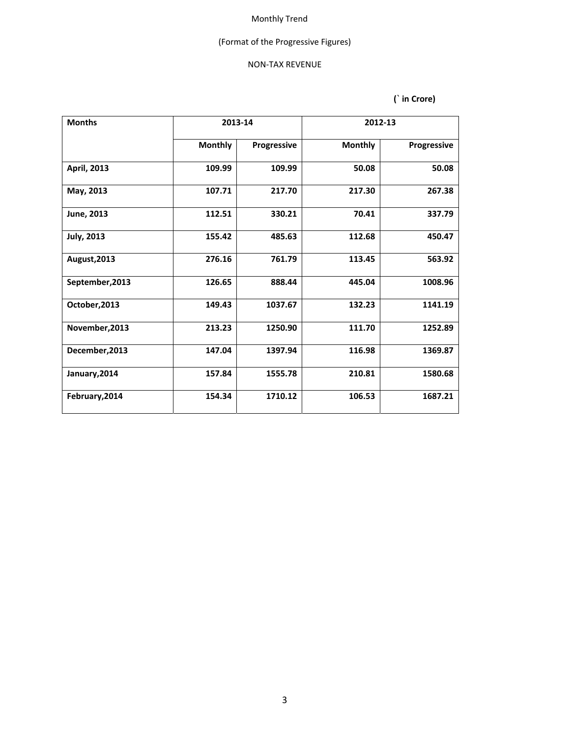Monthly Trend

(Format of the Progressive Figures)

NON-TAX REVENUE

**(` in Crore)**

| Months | 2013-14 | | 2012-13 | |
|---|---|---|---|---|
| | Monthly | Progressive | Monthly | Progressive |
| April, 2013 | 109.99 | 109.99 | 50.08 | 50.08 |
| May, 2013 | 107.71 | 217.70 | 217.30 | 267.38 |
| June, 2013 | 112.51 | 330.21 | 70.41 | 337.79 |
| July, 2013 | 155.42 | 485.63 | 112.68 | 450.47 |
| August,2013 | 276.16 | 761.79 | 113.45 | 563.92 |
| September,2013 | 126.65 | 888.44 | 445.04 | 1008.96 |
| October,2013 | 149.43 | 1037.67 | 132.23 | 1141.19 |
| November,2013 | 213.23 | 1250.90 | 111.70 | 1252.89 |
| December,2013 | 147.04 | 1397.94 | 116.98 | 1369.87 |
| January,2014 | 157.84 | 1555.78 | 210.81 | 1580.68 |
| February,2014 | 154.34 | 1710.12 | 106.53 | 1687.21 |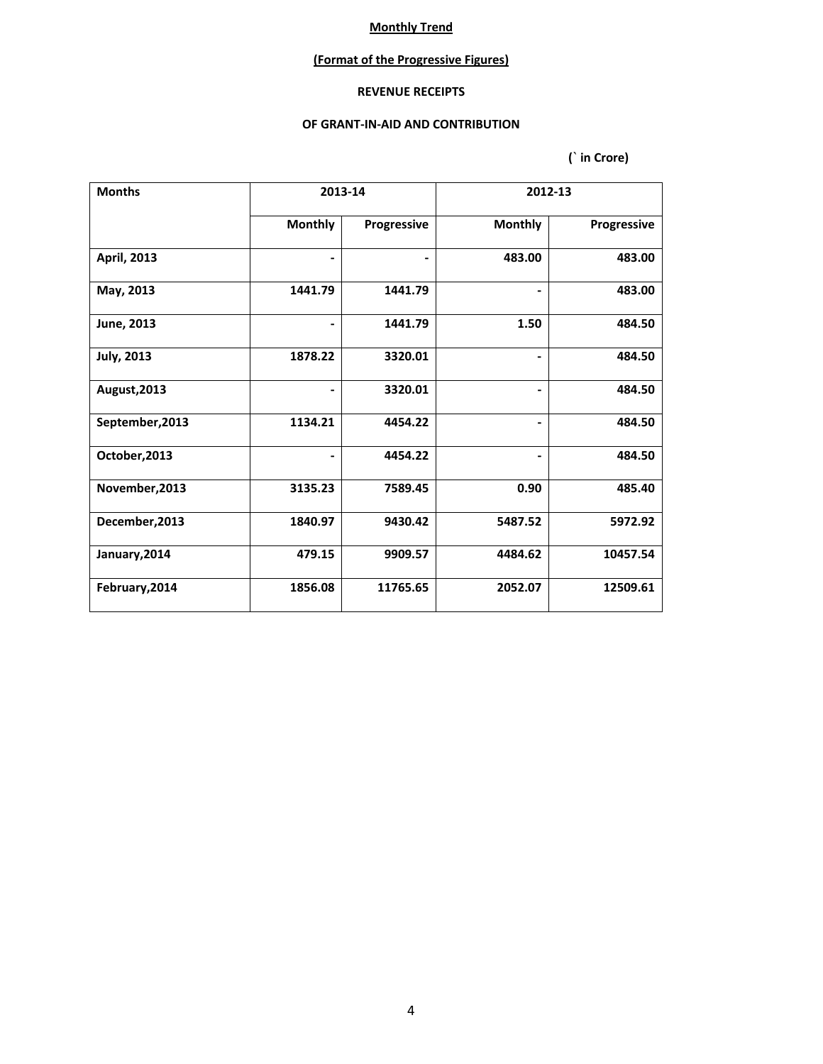**Monthly Trend**

**(Format of the Progressive Figures)**

**REVENUE RECEIPTS**

**OF GRANT-IN-AID AND CONTRIBUTION**

**(` in Crore)**

| Months | 2013-14 | | 2012-13 | |
|---|---|---|---|---|
| | Monthly | Progressive | Monthly | Progressive |
| April, 2013 | - | - | 483.00 | 483.00 |
| May, 2013 | 1441.79 | 1441.79 | - | 483.00 |
| June, 2013 | - | 1441.79 | 1.50 | 484.50 |
| July, 2013 | 1878.22 | 3320.01 | - | 484.50 |
| August,2013 | - | 3320.01 | - | 484.50 |
| September,2013 | 1134.21 | 4454.22 | - | 484.50 |
| October,2013 | - | 4454.22 | - | 484.50 |
| November,2013 | 3135.23 | 7589.45 | 0.90 | 485.40 |
| December,2013 | 1840.97 | 9430.42 | 5487.52 | 5972.92 |
| January,2014 | 479.15 | 9909.57 | 4484.62 | 10457.54 |
| February,2014 | 1856.08 | 11765.65 | 2052.07 | 12509.61 |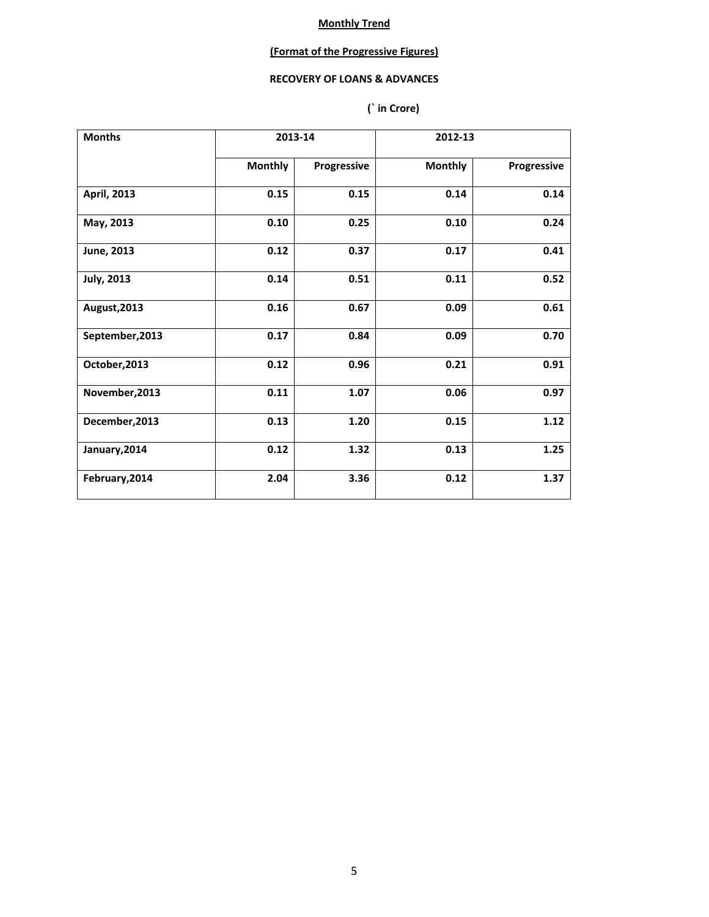**Monthly Trend**

**(Format of the Progressive Figures)**

**RECOVERY OF LOANS & ADVANCES**

**(` in Crore)**

| Months | 2013-14 | | 2012-13 | |
|---|---|---|---|---|
| | Monthly | Progressive | Monthly | Progressive |
| April, 2013 | 0.15 | 0.15 | 0.14 | 0.14 |
| May, 2013 | 0.10 | 0.25 | 0.10 | 0.24 |
| June, 2013 | 0.12 | 0.37 | 0.17 | 0.41 |
| July, 2013 | 0.14 | 0.51 | 0.11 | 0.52 |
| August,2013 | 0.16 | 0.67 | 0.09 | 0.61 |
| September,2013 | 0.17 | 0.84 | 0.09 | 0.70 |
| October,2013 | 0.12 | 0.96 | 0.21 | 0.91 |
| November,2013 | 0.11 | 1.07 | 0.06 | 0.97 |
| December,2013 | 0.13 | 1.20 | 0.15 | 1.12 |
| January,2014 | 0.12 | 1.32 | 0.13 | 1.25 |
| February,2014 | 2.04 | 3.36 | 0.12 | 1.37 |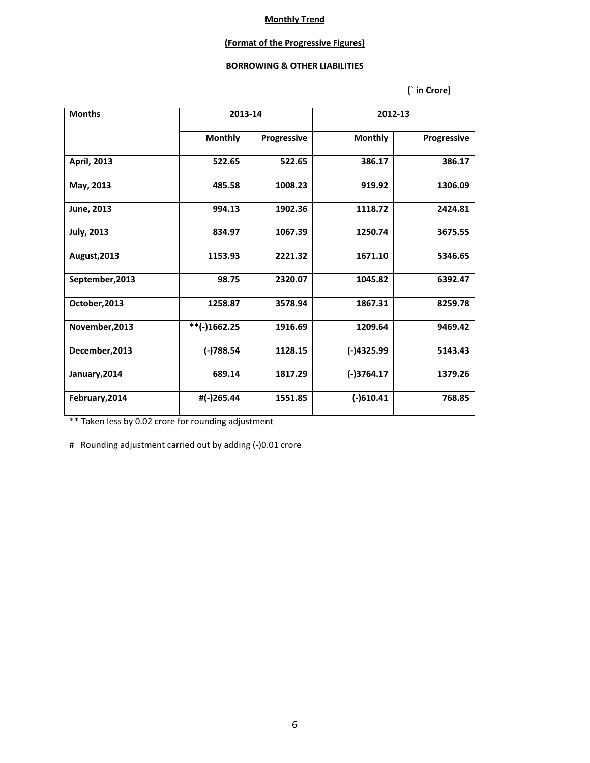**Monthly Trend**

**(Format of the Progressive Figures)**

**BORROWING & OTHER LIABILITIES**

**(` in Crore)**

| Months | 2013-14 | | 2012-13 | |
|---|---|---|---|---|
| | Monthly | Progressive | Monthly | Progressive |
| April, 2013 | 522.65 | 522.65 | 386.17 | 386.17 |
| May, 2013 | 485.58 | 1008.23 | 919.92 | 1306.09 |
| June, 2013 | 994.13 | 1902.36 | 1118.72 | 2424.81 |
| July, 2013 | 834.97 | 1067.39 | 1250.74 | 3675.55 |
| August,2013 | 1153.93 | 2221.32 | 1671.10 | 5346.65 |
| September,2013 | 98.75 | 2320.07 | 1045.82 | 6392.47 |
| October,2013 | 1258.87 | 3578.94 | 1867.31 | 8259.78 |
| November,2013 | **(-)1662.25 | 1916.69 | 1209.64 | 9469.42 |
| December,2013 | (-)788.54 | 1128.15 | (-)4325.99 | 5143.43 |
| January,2014 | 689.14 | 1817.29 | (-)3764.17 | 1379.26 |
| February,2014 | #(-)265.44 | 1551.85 | (-)610.41 | 768.85 |

** Taken less by 0.02 crore for rounding adjustment

# Rounding adjustment carried out by adding (-)0.01 crore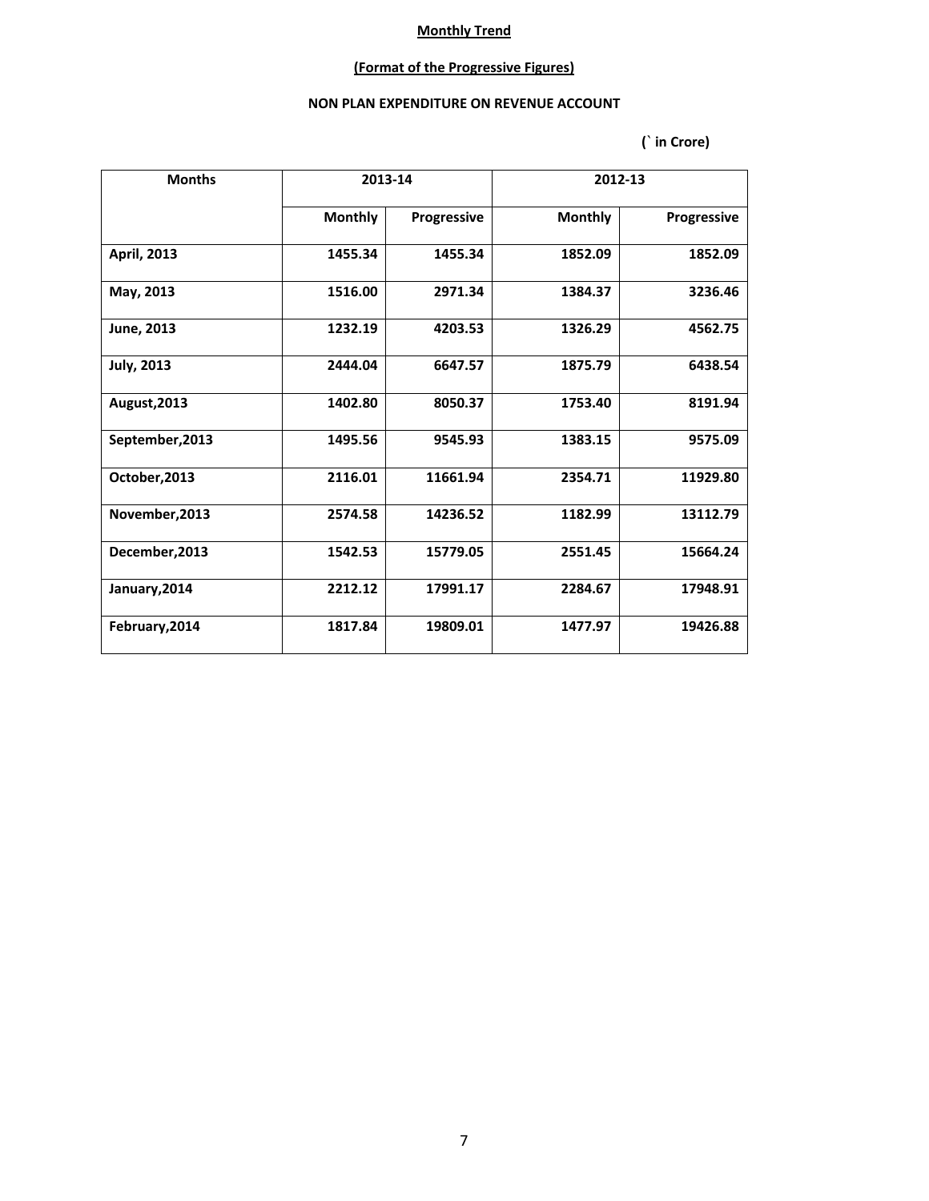**Monthly Trend**

**(Format of the Progressive Figures)**

**NON PLAN EXPENDITURE ON REVENUE ACCOUNT**

(` in Crore)

| Months | 2013-14 | | 2012-13 | |
|---|---|---|---|---|
| | Monthly | Progressive | Monthly | Progressive |
| April, 2013 | 1455.34 | 1455.34 | 1852.09 | 1852.09 |
| May, 2013 | 1516.00 | 2971.34 | 1384.37 | 3236.46 |
| June, 2013 | 1232.19 | 4203.53 | 1326.29 | 4562.75 |
| July, 2013 | 2444.04 | 6647.57 | 1875.79 | 6438.54 |
| August,2013 | 1402.80 | 8050.37 | 1753.40 | 8191.94 |
| September,2013 | 1495.56 | 9545.93 | 1383.15 | 9575.09 |
| October,2013 | 2116.01 | 11661.94 | 2354.71 | 11929.80 |
| November,2013 | 2574.58 | 14236.52 | 1182.99 | 13112.79 |
| December,2013 | 1542.53 | 15779.05 | 2551.45 | 15664.24 |
| January,2014 | 2212.12 | 17991.17 | 2284.67 | 17948.91 |
| February,2014 | 1817.84 | 19809.01 | 1477.97 | 19426.88 |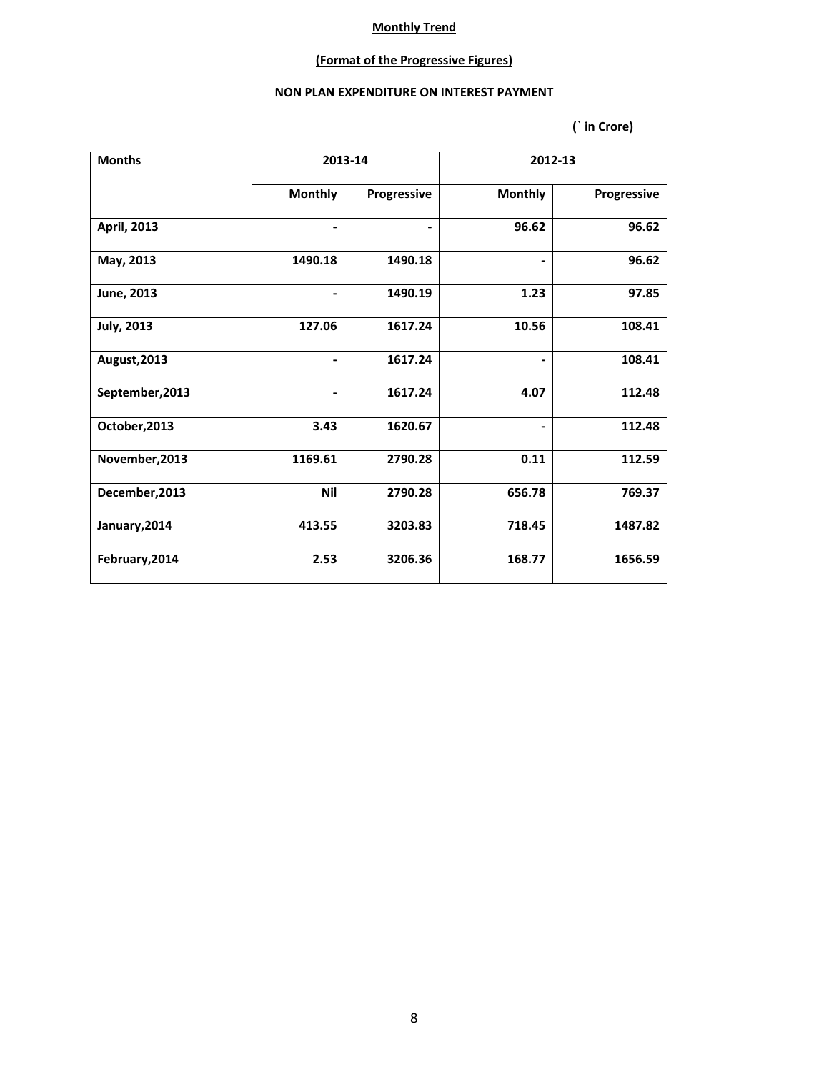**Monthly Trend**

**(Format of the Progressive Figures)**

**NON PLAN EXPENDITURE ON INTEREST PAYMENT**

(` in Crore)

| Months | 2013-14 | | 2012-13 | |
|---|---|---|---|---|
| | Monthly | Progressive | Monthly | Progressive |
| April, 2013 | - | - | 96.62 | 96.62 |
| May, 2013 | 1490.18 | 1490.18 | - | 96.62 |
| June, 2013 | - | 1490.19 | 1.23 | 97.85 |
| July, 2013 | 127.06 | 1617.24 | 10.56 | 108.41 |
| August,2013 | - | 1617.24 | - | 108.41 |
| September,2013 | - | 1617.24 | 4.07 | 112.48 |
| October,2013 | 3.43 | 1620.67 | - | 112.48 |
| November,2013 | 1169.61 | 2790.28 | 0.11 | 112.59 |
| December,2013 | Nil | 2790.28 | 656.78 | 769.37 |
| January,2014 | 413.55 | 3203.83 | 718.45 | 1487.82 |
| February,2014 | 2.53 | 3206.36 | 168.77 | 1656.59 |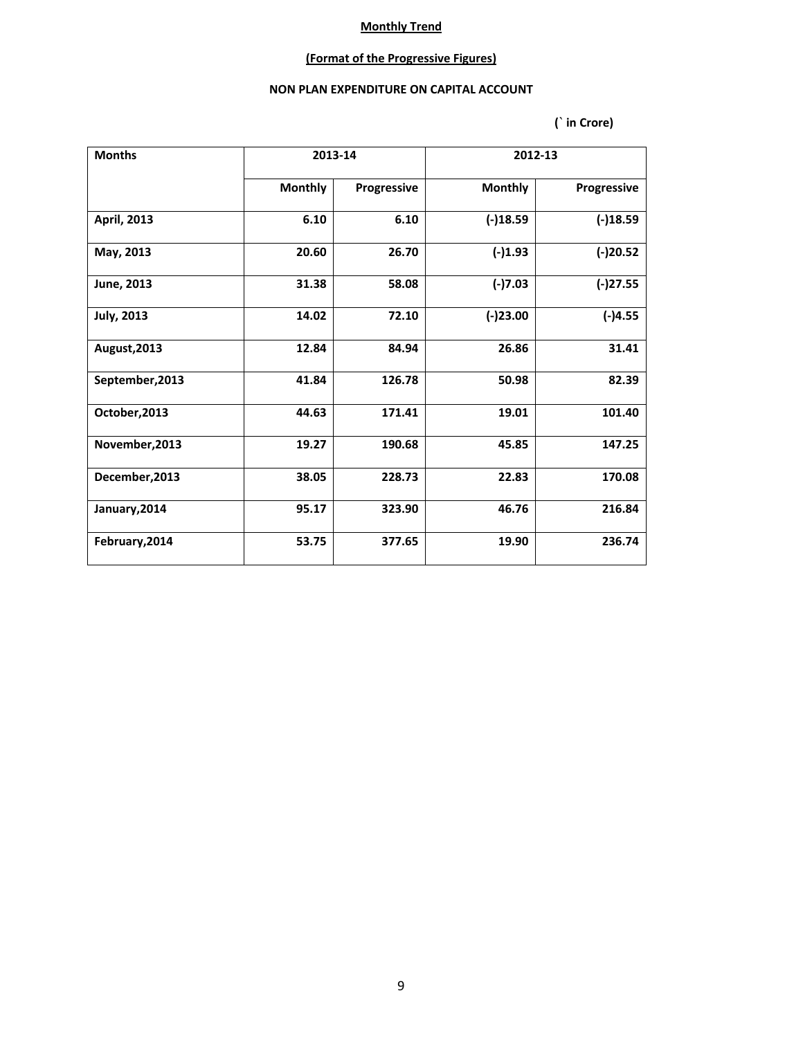**Monthly Trend**

**(Format of the Progressive Figures)**

**NON PLAN EXPENDITURE ON CAPITAL ACCOUNT**

**(` in Crore)**

| Months | 2013-14 | | 2012-13 | |
|---|---|---|---|---|
| | Monthly | Progressive | Monthly | Progressive |
| April, 2013 | 6.10 | 6.10 | (-)18.59 | (-)18.59 |
| May, 2013 | 20.60 | 26.70 | (-)1.93 | (-)20.52 |
| June, 2013 | 31.38 | 58.08 | (-)7.03 | (-)27.55 |
| July, 2013 | 14.02 | 72.10 | (-)23.00 | (-)4.55 |
| August,2013 | 12.84 | 84.94 | 26.86 | 31.41 |
| September,2013 | 41.84 | 126.78 | 50.98 | 82.39 |
| October,2013 | 44.63 | 171.41 | 19.01 | 101.40 |
| November,2013 | 19.27 | 190.68 | 45.85 | 147.25 |
| December,2013 | 38.05 | 228.73 | 22.83 | 170.08 |
| January,2014 | 95.17 | 323.90 | 46.76 | 216.84 |
| February,2014 | 53.75 | 377.65 | 19.90 | 236.74 |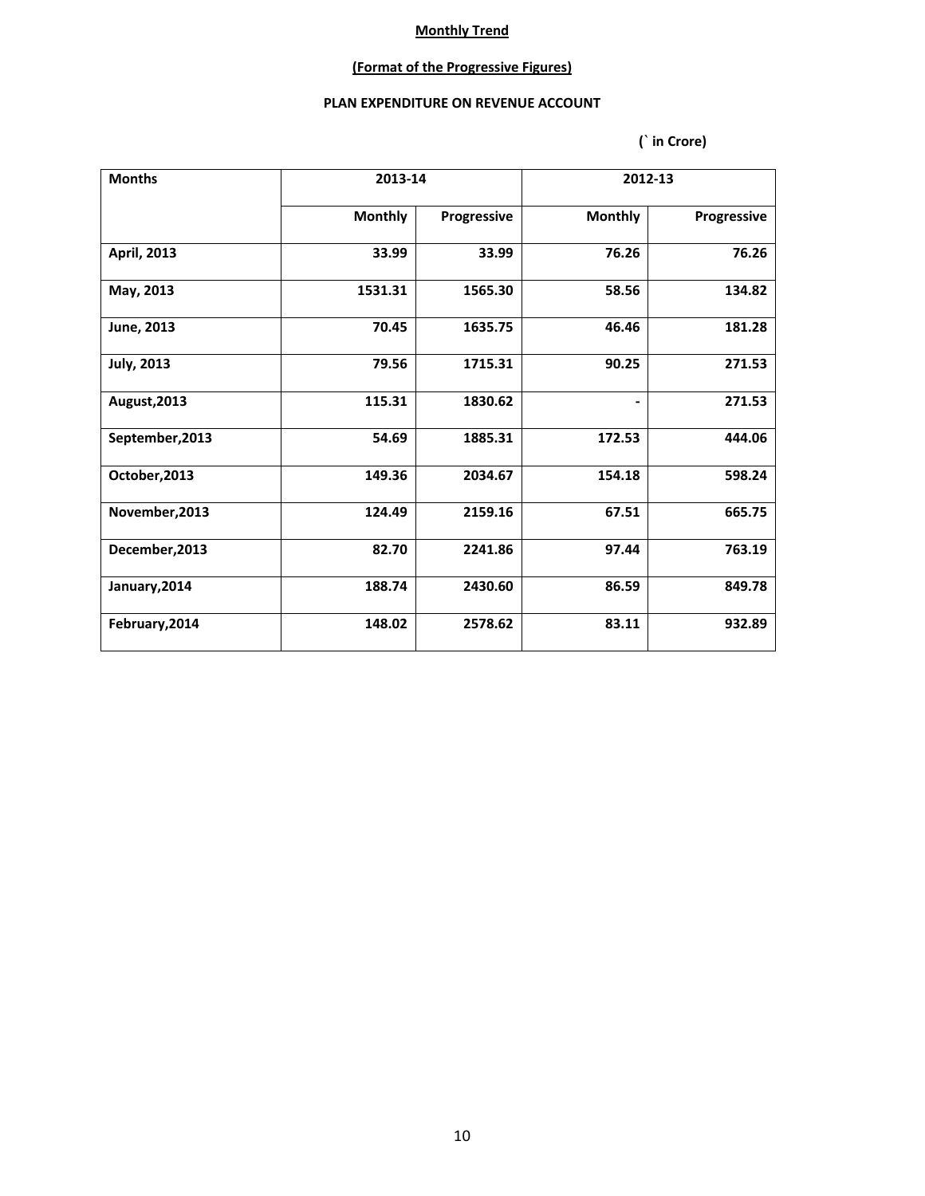**Monthly Trend**

**(Format of the Progressive Figures)**

**PLAN EXPENDITURE ON REVENUE ACCOUNT**

(` in Crore)

| Months | 2013-14 | | 2012-13 | |
|---|---|---|---|---|
| | Monthly | Progressive | Monthly | Progressive |
| April, 2013 | 33.99 | 33.99 | 76.26 | 76.26 |
| May, 2013 | 1531.31 | 1565.30 | 58.56 | 134.82 |
| June, 2013 | 70.45 | 1635.75 | 46.46 | 181.28 |
| July, 2013 | 79.56 | 1715.31 | 90.25 | 271.53 |
| August,2013 | 115.31 | 1830.62 | - | 271.53 |
| September,2013 | 54.69 | 1885.31 | 172.53 | 444.06 |
| October,2013 | 149.36 | 2034.67 | 154.18 | 598.24 |
| November,2013 | 124.49 | 2159.16 | 67.51 | 665.75 |
| December,2013 | 82.70 | 2241.86 | 97.44 | 763.19 |
| January,2014 | 188.74 | 2430.60 | 86.59 | 849.78 |
| February,2014 | 148.02 | 2578.62 | 83.11 | 932.89 |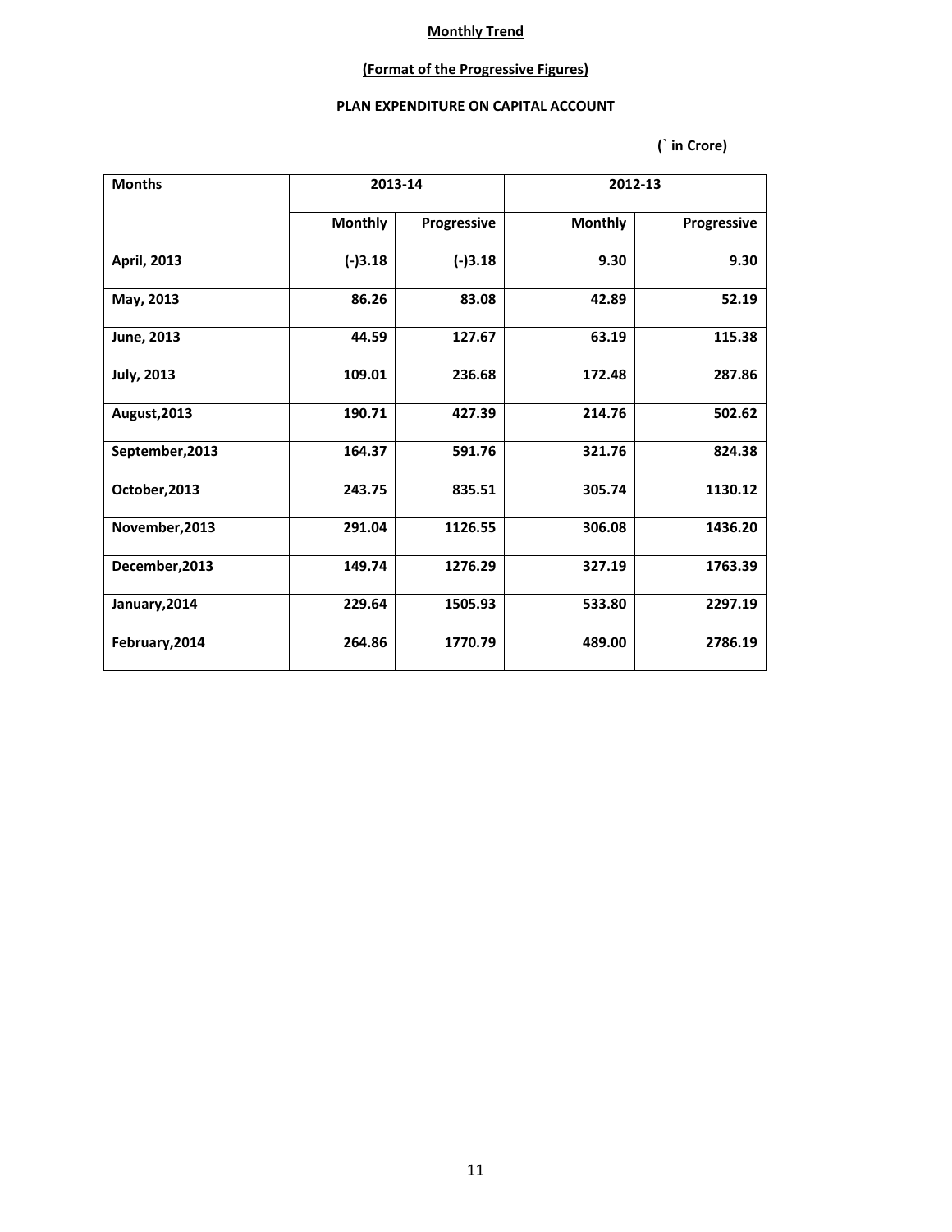**Monthly Trend**

**(Format of the Progressive Figures)**

**PLAN EXPENDITURE ON CAPITAL ACCOUNT**

(` in Crore)

| Months | 2013-14 | | 2012-13 | |
|---|---|---|---|---|
| | Monthly | Progressive | Monthly | Progressive |
| April, 2013 | (-)3.18 | (-)3.18 | 9.30 | 9.30 |
| May, 2013 | 86.26 | 83.08 | 42.89 | 52.19 |
| June, 2013 | 44.59 | 127.67 | 63.19 | 115.38 |
| July, 2013 | 109.01 | 236.68 | 172.48 | 287.86 |
| August,2013 | 190.71 | 427.39 | 214.76 | 502.62 |
| September,2013 | 164.37 | 591.76 | 321.76 | 824.38 |
| October,2013 | 243.75 | 835.51 | 305.74 | 1130.12 |
| November,2013 | 291.04 | 1126.55 | 306.08 | 1436.20 |
| December,2013 | 149.74 | 1276.29 | 327.19 | 1763.39 |
| January,2014 | 229.64 | 1505.93 | 533.80 | 2297.19 |
| February,2014 | 264.86 | 1770.79 | 489.00 | 2786.19 |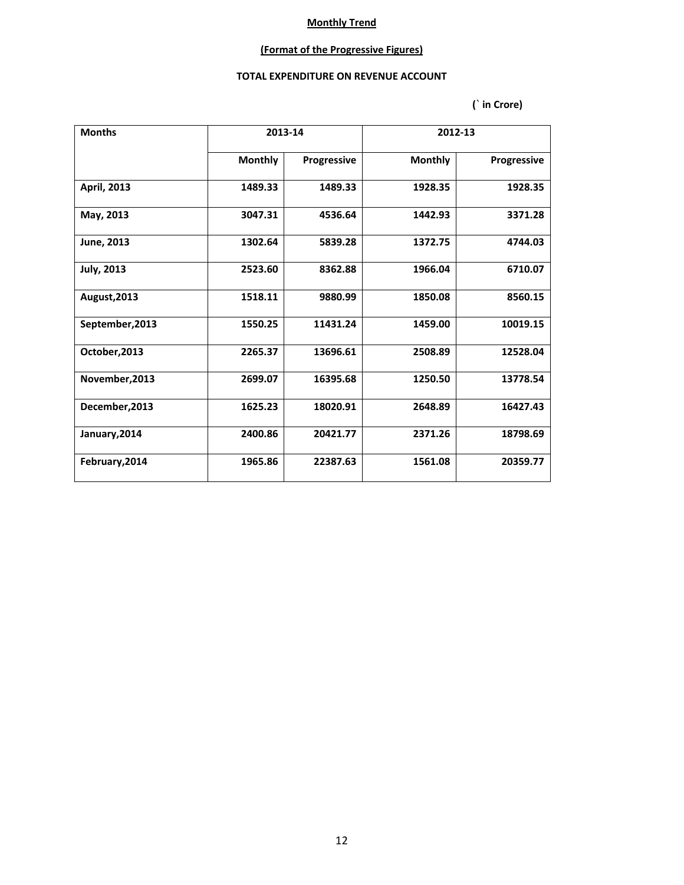**Monthly Trend**

**(Format of the Progressive Figures)**

**TOTAL EXPENDITURE ON REVENUE ACCOUNT**

**(` in Crore)**

| Months | 2013-14 | | 2012-13 | |
|---|---|---|---|---|
| | Monthly | Progressive | Monthly | Progressive |
| April, 2013 | 1489.33 | 1489.33 | 1928.35 | 1928.35 |
| May, 2013 | 3047.31 | 4536.64 | 1442.93 | 3371.28 |
| June, 2013 | 1302.64 | 5839.28 | 1372.75 | 4744.03 |
| July, 2013 | 2523.60 | 8362.88 | 1966.04 | 6710.07 |
| August,2013 | 1518.11 | 9880.99 | 1850.08 | 8560.15 |
| September,2013 | 1550.25 | 11431.24 | 1459.00 | 10019.15 |
| October,2013 | 2265.37 | 13696.61 | 2508.89 | 12528.04 |
| November,2013 | 2699.07 | 16395.68 | 1250.50 | 13778.54 |
| December,2013 | 1625.23 | 18020.91 | 2648.89 | 16427.43 |
| January,2014 | 2400.86 | 20421.77 | 2371.26 | 18798.69 |
| February,2014 | 1965.86 | 22387.63 | 1561.08 | 20359.77 |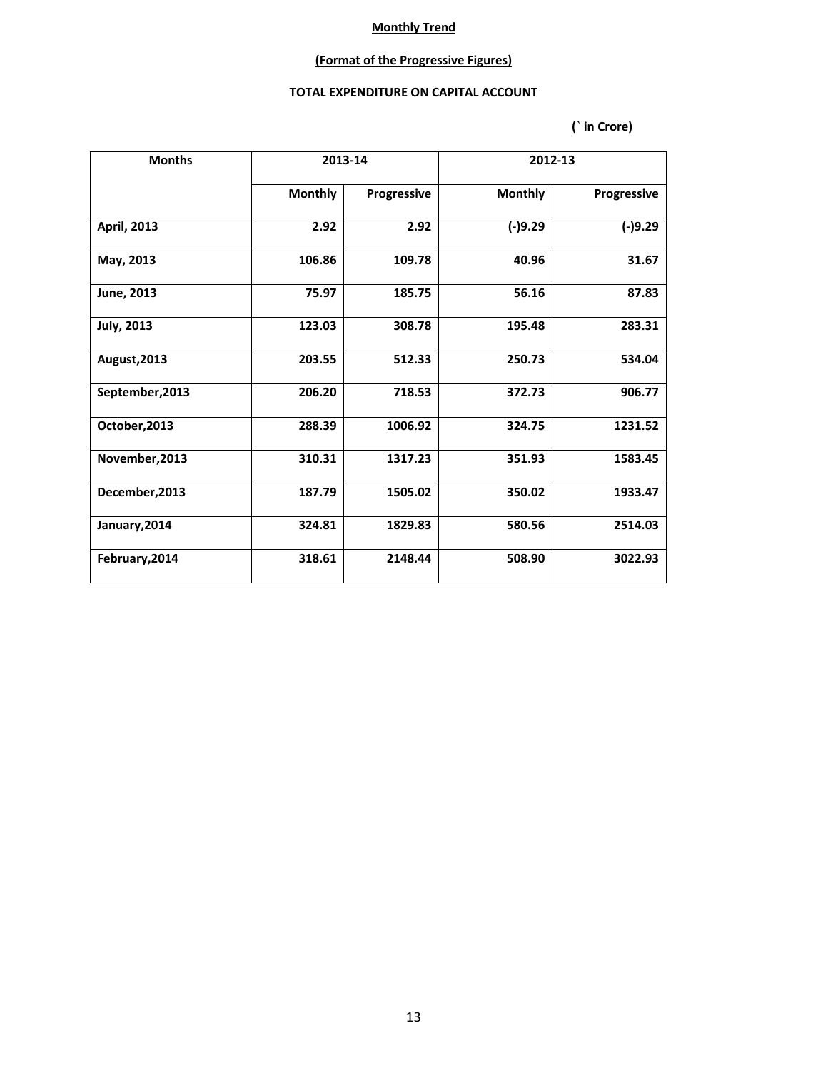**Monthly Trend**

**(Format of the Progressive Figures)**

**TOTAL EXPENDITURE ON CAPITAL ACCOUNT**

**(` in Crore)**

| Months | 2013-14 | | 2012-13 | |
|---|---|---|---|---|
| | Monthly | Progressive | Monthly | Progressive |
| April, 2013 | 2.92 | 2.92 | (-)9.29 | (-)9.29 |
| May, 2013 | 106.86 | 109.78 | 40.96 | 31.67 |
| June, 2013 | 75.97 | 185.75 | 56.16 | 87.83 |
| July, 2013 | 123.03 | 308.78 | 195.48 | 283.31 |
| August,2013 | 203.55 | 512.33 | 250.73 | 534.04 |
| September,2013 | 206.20 | 718.53 | 372.73 | 906.77 |
| October,2013 | 288.39 | 1006.92 | 324.75 | 1231.52 |
| November,2013 | 310.31 | 1317.23 | 351.93 | 1583.45 |
| December,2013 | 187.79 | 1505.02 | 350.02 | 1933.47 |
| January,2014 | 324.81 | 1829.83 | 580.56 | 2514.03 |
| February,2014 | 318.61 | 2148.44 | 508.90 | 3022.93 |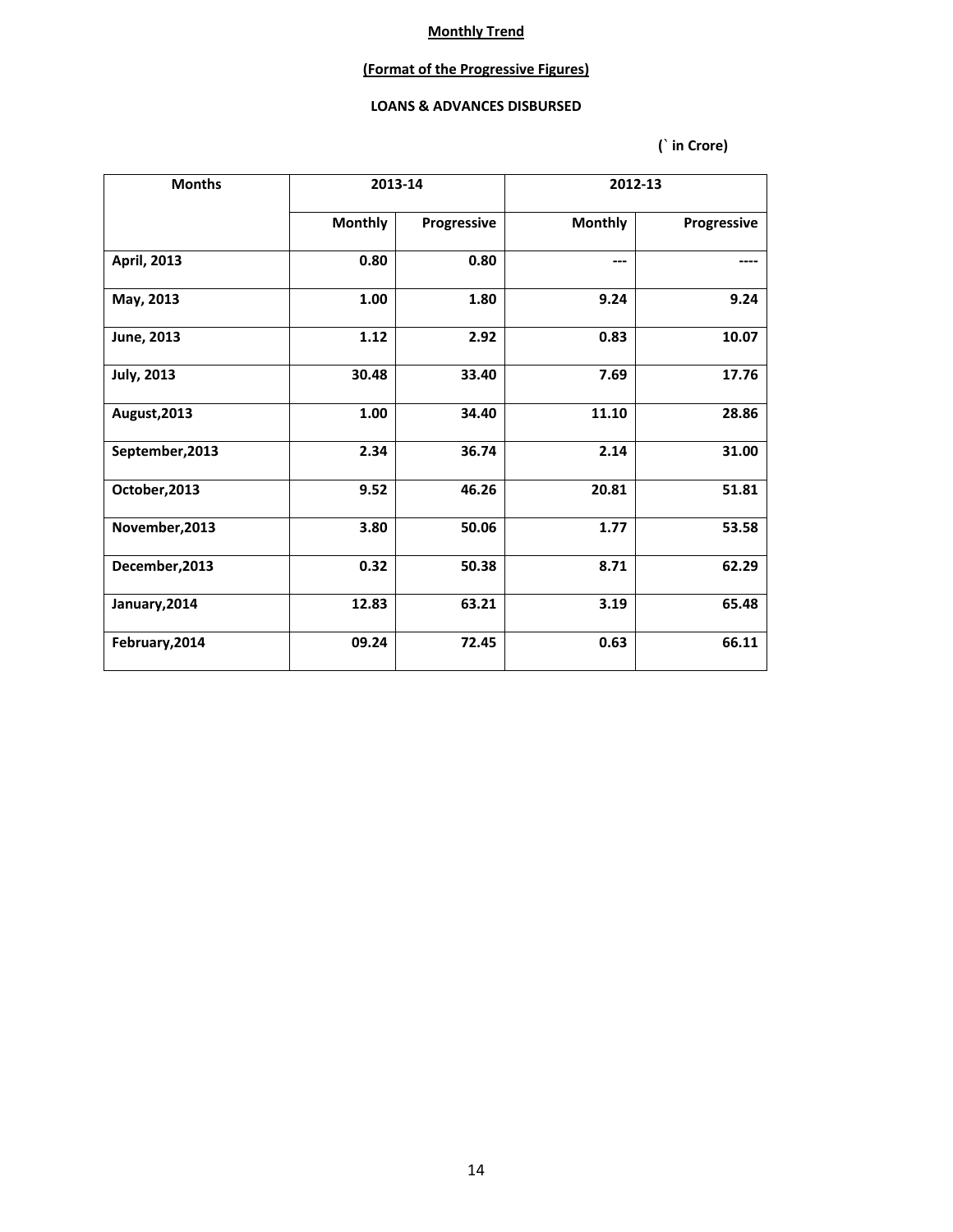**Monthly Trend**

**(Format of the Progressive Figures)**

**LOANS & ADVANCES DISBURSED**

**(` in Crore)**

| Months | 2013-14 | | 2012-13 | |
|---|---|---|---|---|
| | Monthly | Progressive | Monthly | Progressive |
| April, 2013 | 0.80 | 0.80 | --- | ---- |
| May, 2013 | 1.00 | 1.80 | 9.24 | 9.24 |
| June, 2013 | 1.12 | 2.92 | 0.83 | 10.07 |
| July, 2013 | 30.48 | 33.40 | 7.69 | 17.76 |
| August,2013 | 1.00 | 34.40 | 11.10 | 28.86 |
| September,2013 | 2.34 | 36.74 | 2.14 | 31.00 |
| October,2013 | 9.52 | 46.26 | 20.81 | 51.81 |
| November,2013 | 3.80 | 50.06 | 1.77 | 53.58 |
| December,2013 | 0.32 | 50.38 | 8.71 | 62.29 |
| January,2014 | 12.83 | 63.21 | 3.19 | 65.48 |
| February,2014 | 09.24 | 72.45 | 0.63 | 66.11 |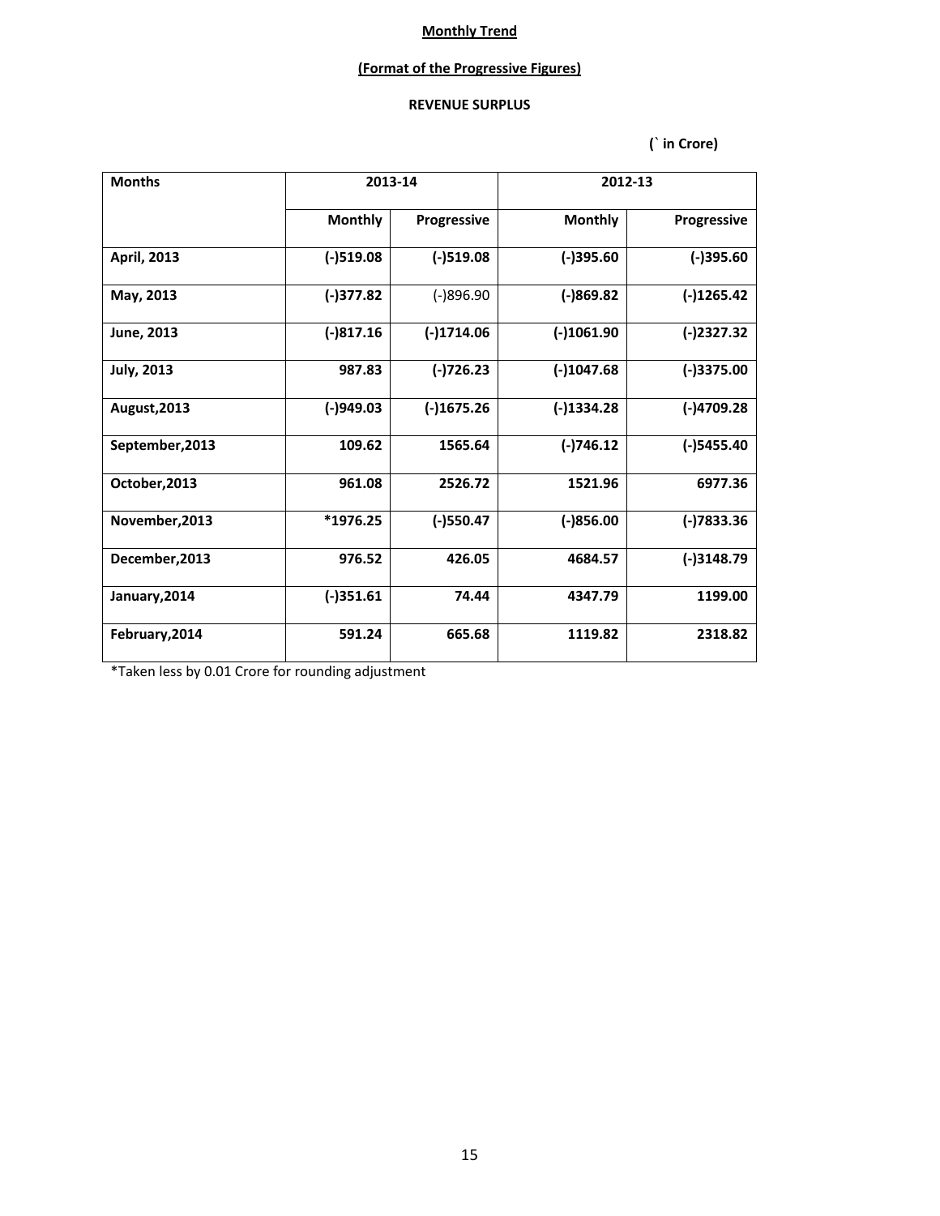**Monthly Trend**

**(Format of the Progressive Figures)**

**REVENUE SURPLUS**

**(` in Crore)**

| Months | 2013-14 | | 2012-13 | |
|---|---|---|---|---|
| | Monthly | Progressive | Monthly | Progressive |
| April, 2013 | (-)519.08 | (-)519.08 | (-)395.60 | (-)395.60 |
| May, 2013 | (-)377.82 | (-)896.90 | (-)869.82 | (-)1265.42 |
| June, 2013 | (-)817.16 | (-)1714.06 | (-)1061.90 | (-)2327.32 |
| July, 2013 | 987.83 | (-)726.23 | (-)1047.68 | (-)3375.00 |
| August,2013 | (-)949.03 | (-)1675.26 | (-)1334.28 | (-)4709.28 |
| September,2013 | 109.62 | 1565.64 | (-)746.12 | (-)5455.40 |
| October,2013 | 961.08 | 2526.72 | 1521.96 | 6977.36 |
| November,2013 | *1976.25 | (-)550.47 | (-)856.00 | (-)7833.36 |
| December,2013 | 976.52 | 426.05 | 4684.57 | (-)3148.79 |
| January,2014 | (-)351.61 | 74.44 | 4347.79 | 1199.00 |
| February,2014 | 591.24 | 665.68 | 1119.82 | 2318.82 |

*Taken less by 0.01 Crore for rounding adjustment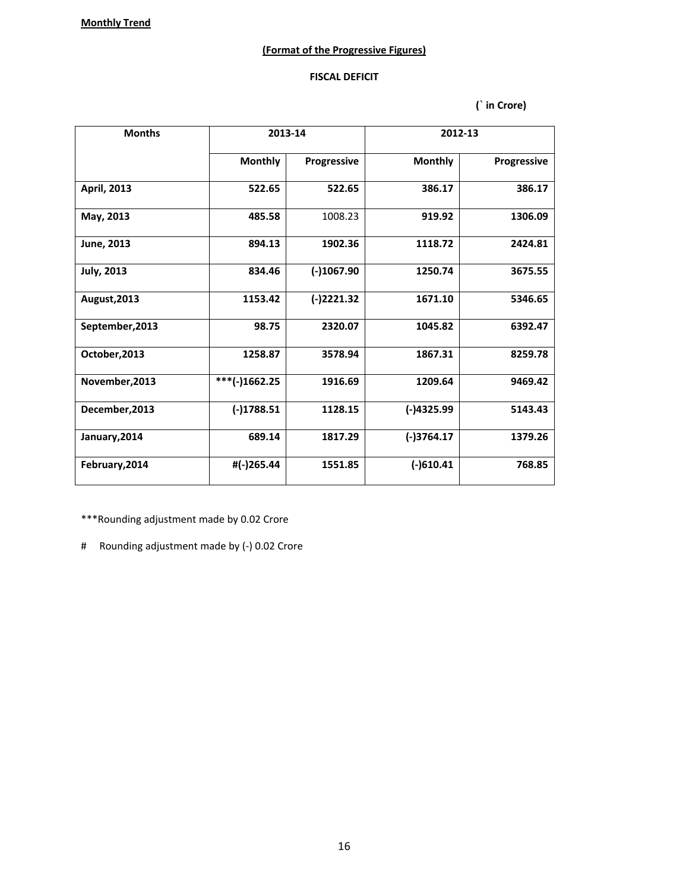**Monthly Trend**

**(Format of the Progressive Figures)**

**FISCAL DEFICIT**

**(` in Crore)**

| Months | 2013-14 | | 2012-13 | |
|---|---|---|---|---|
| | Monthly | Progressive | Monthly | Progressive |
| April, 2013 | 522.65 | 522.65 | 386.17 | 386.17 |
| May, 2013 | 485.58 | 1008.23 | 919.92 | 1306.09 |
| June, 2013 | 894.13 | 1902.36 | 1118.72 | 2424.81 |
| July, 2013 | 834.46 | (-)1067.90 | 1250.74 | 3675.55 |
| August,2013 | 1153.42 | (-)2221.32 | 1671.10 | 5346.65 |
| September,2013 | 98.75 | 2320.07 | 1045.82 | 6392.47 |
| October,2013 | 1258.87 | 3578.94 | 1867.31 | 8259.78 |
| November,2013 | ***(-)1662.25 | 1916.69 | 1209.64 | 9469.42 |
| December,2013 | (-)1788.51 | 1128.15 | (-)4325.99 | 5143.43 |
| January,2014 | 689.14 | 1817.29 | (-)3764.17 | 1379.26 |
| February,2014 | #(-)265.44 | 1551.85 | (-)610.41 | 768.85 |

***Rounding adjustment made by 0.02 Crore

# Rounding adjustment made by (-) 0.02 Crore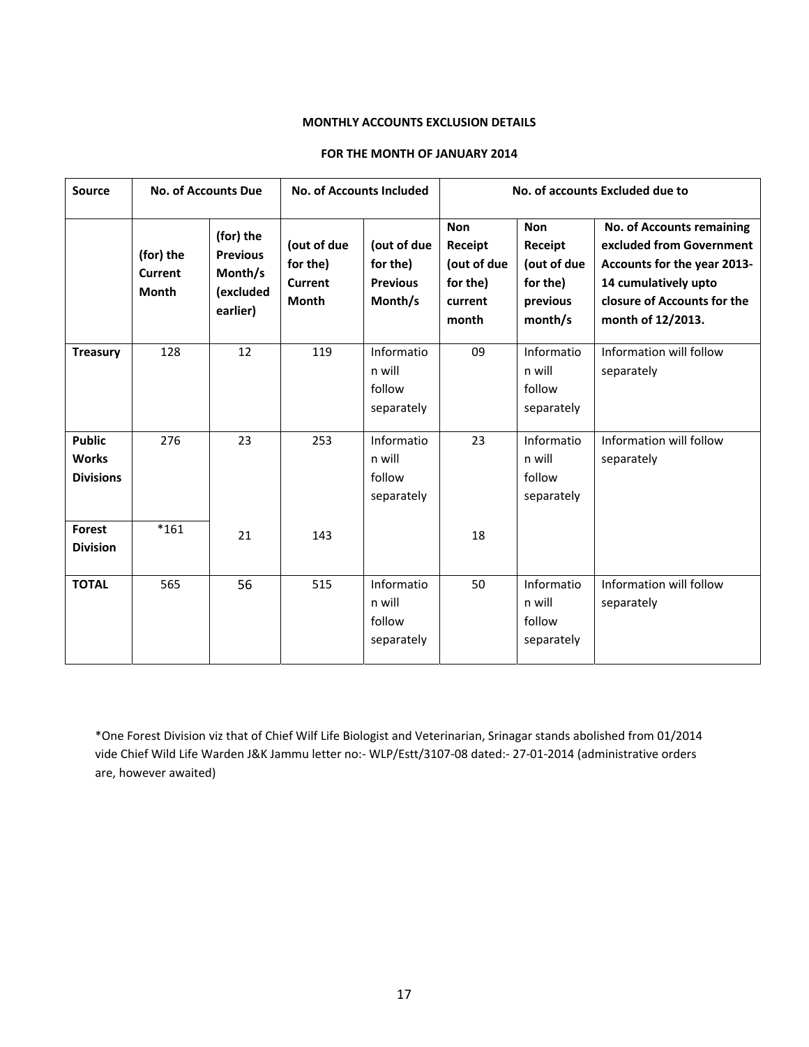**MONTHLY ACCOUNTS EXCLUSION DETAILS**

**FOR THE MONTH OF JANUARY 2014**

| Source | No. of Accounts Due | | No. of Accounts Included | | No. of accounts Excluded due to | | |
|---|---|---|---|---|---|---|---|
| | (for) the Current Month | (for) the Previous Month/s (excluded earlier) | (out of due for the) Current Month | (out of due for the) Previous Month/s | Non Receipt (out of due for the) current month | Non Receipt (out of due for the) previous month/s | No. of Accounts remaining excluded from Government Accounts for the year 2013-14 cumulatively upto closure of Accounts for the month of 12/2013. |
| **Treasury** | 128 | 12 | 119 | Information will follow separately | 09 | Information will follow separately | Information will follow separately |
| **Public Works Divisions** | 276 | 23 | 253 | Information will follow separately | 23 | Information will follow separately | Information will follow separately |
| **Forest Division** | *161 | 21 | 143 | | 18 | | |
| **TOTAL** | 565 | 56 | 515 | Information will follow separately | 50 | Information will follow separately | Information will follow separately |

*One Forest Division viz that of Chief Wilf Life Biologist and Veterinarian, Srinagar stands abolished from 01/2014 vide Chief Wild Life Warden J&K Jammu letter no:- WLP/Estt/3107-08 dated:- 27-01-2014 (administrative orders are, however awaited)